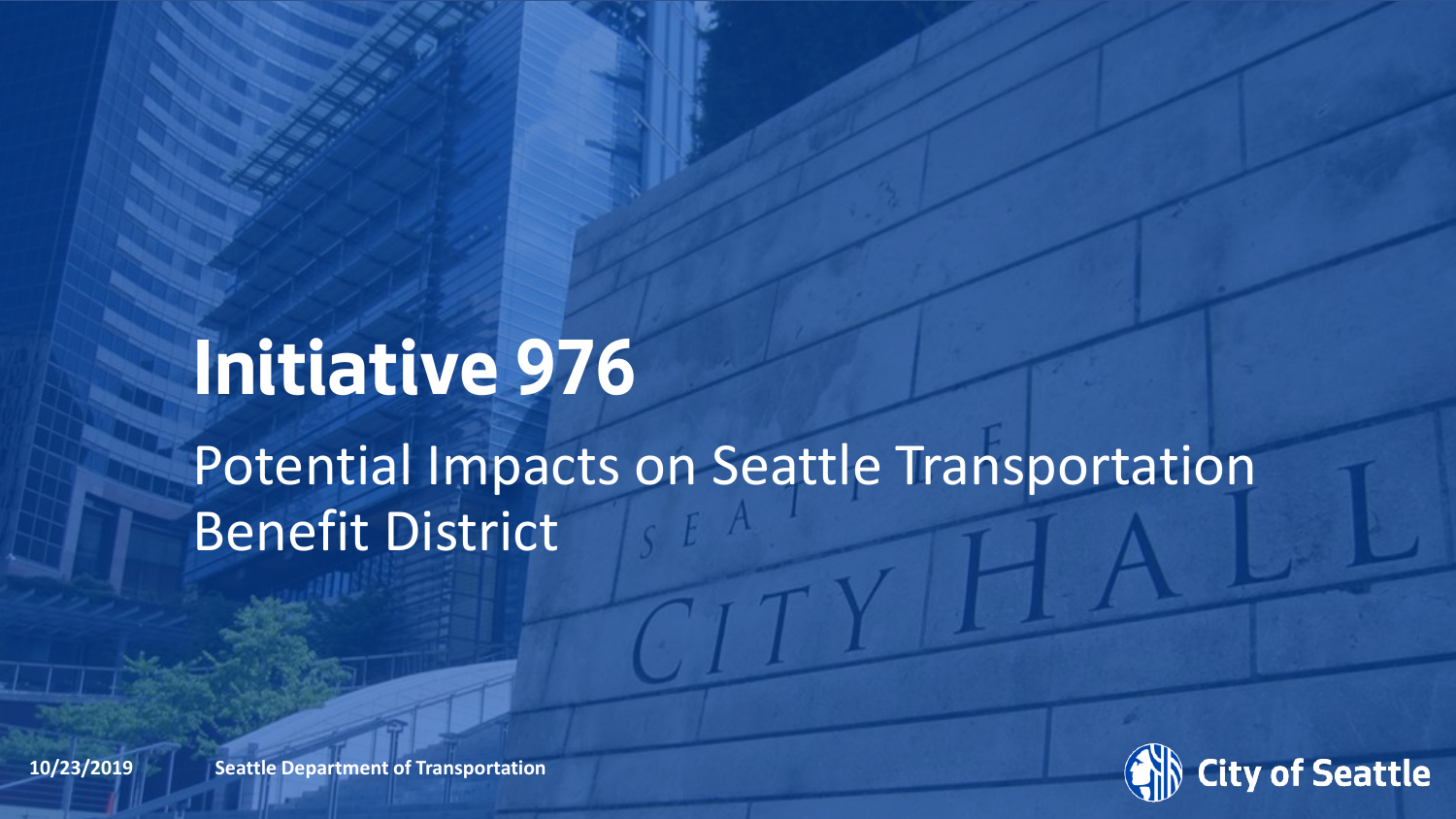# Initiative 976

## Potential Impacts on Seattle Transportation Benefit District

10/23/2019

Seattle Department of Transportation

City of Seattle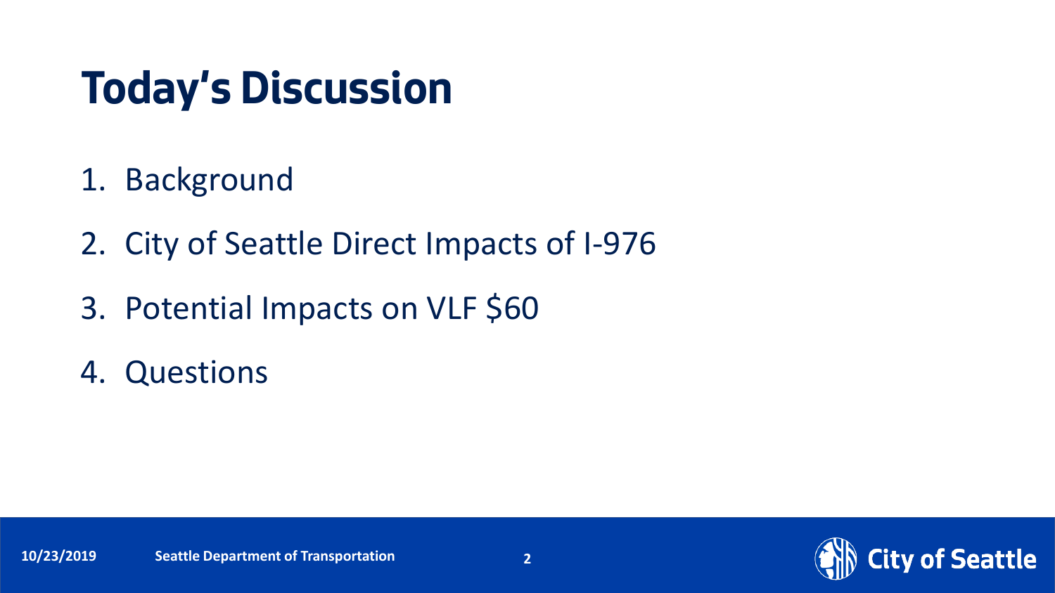# Today's Discussion

1. Background
2. City of Seattle Direct Impacts of I-976
3. Potential Impacts on VLF $60
4. Questions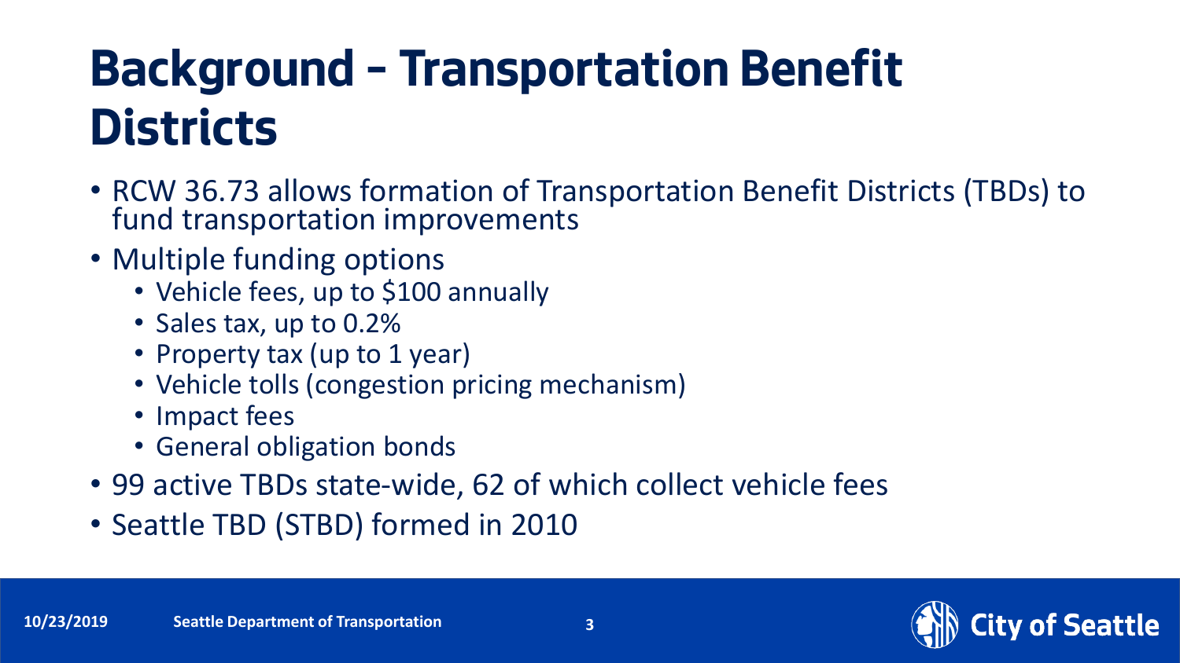# Background – Transportation Benefit Districts

- RCW 36.73 allows formation of Transportation Benefit Districts (TBDs) to fund transportation improvements
- Multiple funding options
  - Vehicle fees, up to $100 annually
  - Sales tax, up to 0.2%
  - Property tax (up to 1 year)
  - Vehicle tolls (congestion pricing mechanism)
  - Impact fees
  - General obligation bonds
- 99 active TBDs state-wide, 62 of which collect vehicle fees
- Seattle TBD (STBD) formed in 2010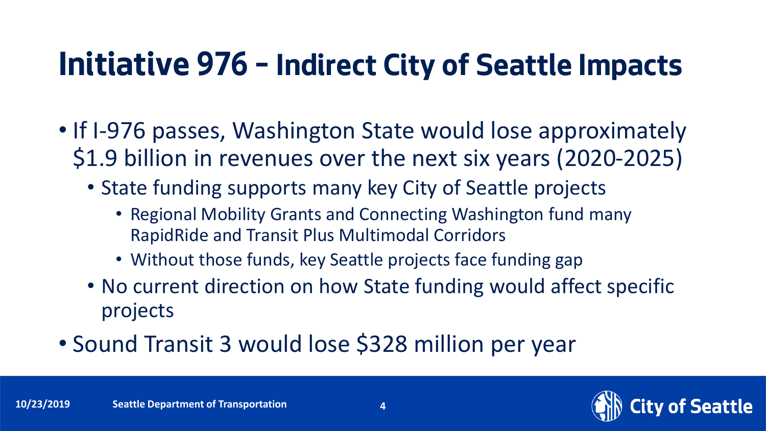# Initiative 976 – Indirect City of Seattle Impacts

- If I-976 passes, Washington State would lose approximately $1.9 billion in revenues over the next six years (2020-2025)
  - State funding supports many key City of Seattle projects
    - Regional Mobility Grants and Connecting Washington fund many RapidRide and Transit Plus Multimodal Corridors
    - Without those funds, key Seattle projects face funding gap
  - No current direction on how State funding would affect specific projects
- Sound Transit 3 would lose $328 million per year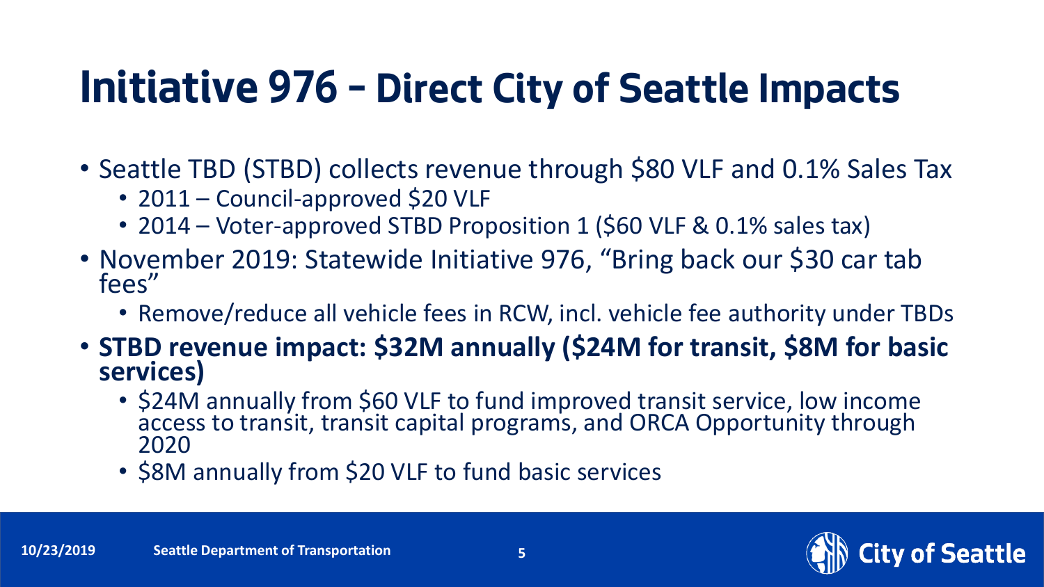# Initiative 976 – Direct City of Seattle Impacts

- Seattle TBD (STBD) collects revenue through $80 VLF and 0.1% Sales Tax
  - 2011 – Council-approved $20 VLF
  - 2014 – Voter-approved STBD Proposition 1 ($60 VLF & 0.1% sales tax)
- November 2019: Statewide Initiative 976, "Bring back our $30 car tab fees"
  - Remove/reduce all vehicle fees in RCW, incl. vehicle fee authority under TBDs
- **STBD revenue impact: $32M annually ($24M for transit, $8M for basic services)**
  - $24M annually from $60 VLF to fund improved transit service, low income access to transit, transit capital programs, and ORCA Opportunity through 2020
  - $8M annually from $20 VLF to fund basic services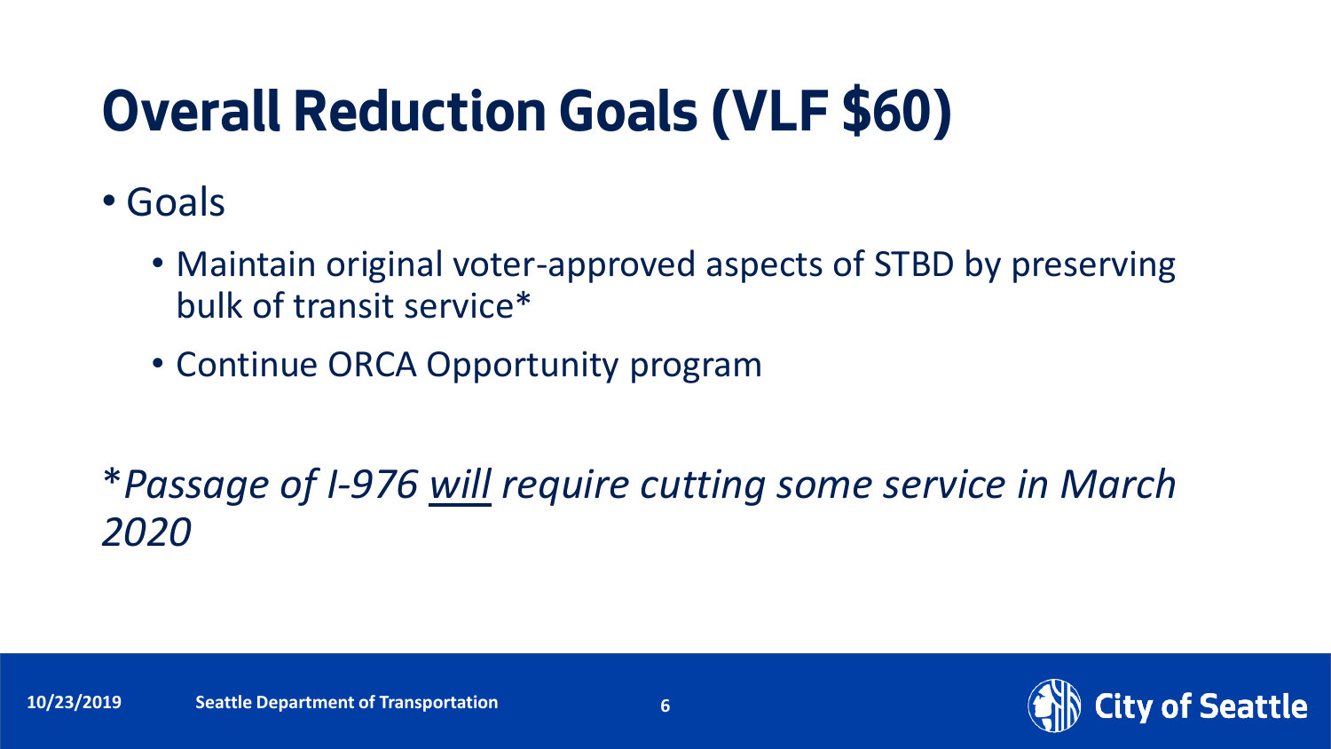# Overall Reduction Goals (VLF $60)

- Goals
  - Maintain original voter-approved aspects of STBD by preserving bulk of transit service*
  - Continue ORCA Opportunity program

*\*Passage of I-976 <u>will</u> require cutting some service in March 2020*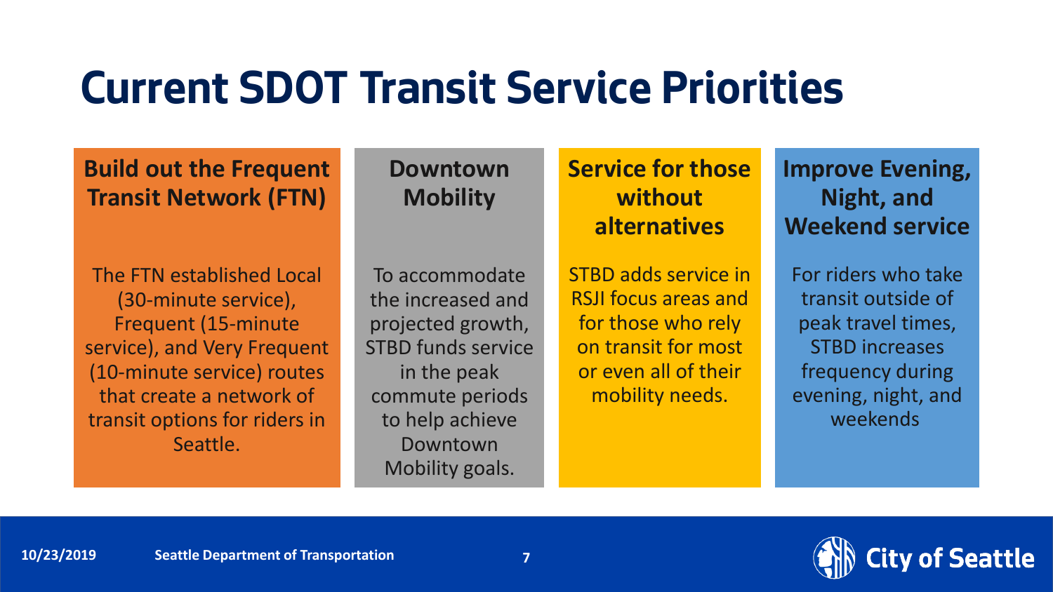# Current SDOT Transit Service Priorities

### Build out the Frequent Transit Network (FTN)

The FTN established Local (30-minute service), Frequent (15-minute service), and Very Frequent (10-minute service) routes that create a network of transit options for riders in Seattle.

### Downtown Mobility

To accommodate the increased and projected growth, STBD funds service in the peak commute periods to help achieve Downtown Mobility goals.

### Service for those without alternatives

STBD adds service in RSJI focus areas and for those who rely on transit for most or even all of their mobility needs.

### Improve Evening, Night, and Weekend service

For riders who take transit outside of peak travel times, STBD increases frequency during evening, night, and weekends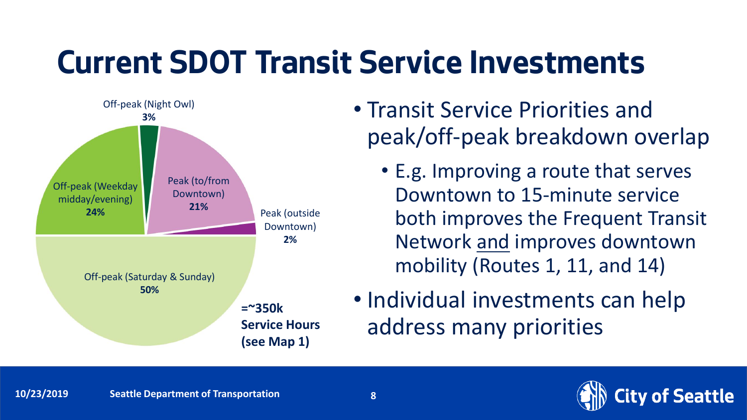# Current SDOT Transit Service Investments

Off-peak (Night Owl) **3%**

Peak (to/from Downtown) **21%**

Peak (outside Downtown) **2%**

Off-peak (Weekday midday/evening) **24%**

Off-peak (Saturday & Sunday) **50%**

**=~350k Service Hours (see Map 1)**

- Transit Service Priorities and peak/off-peak breakdown overlap
  - E.g. Improving a route that serves Downtown to 15-minute service both improves the Frequent Transit Network and improves downtown mobility (Routes 1, 11, and 14)
- Individual investments can help address many priorities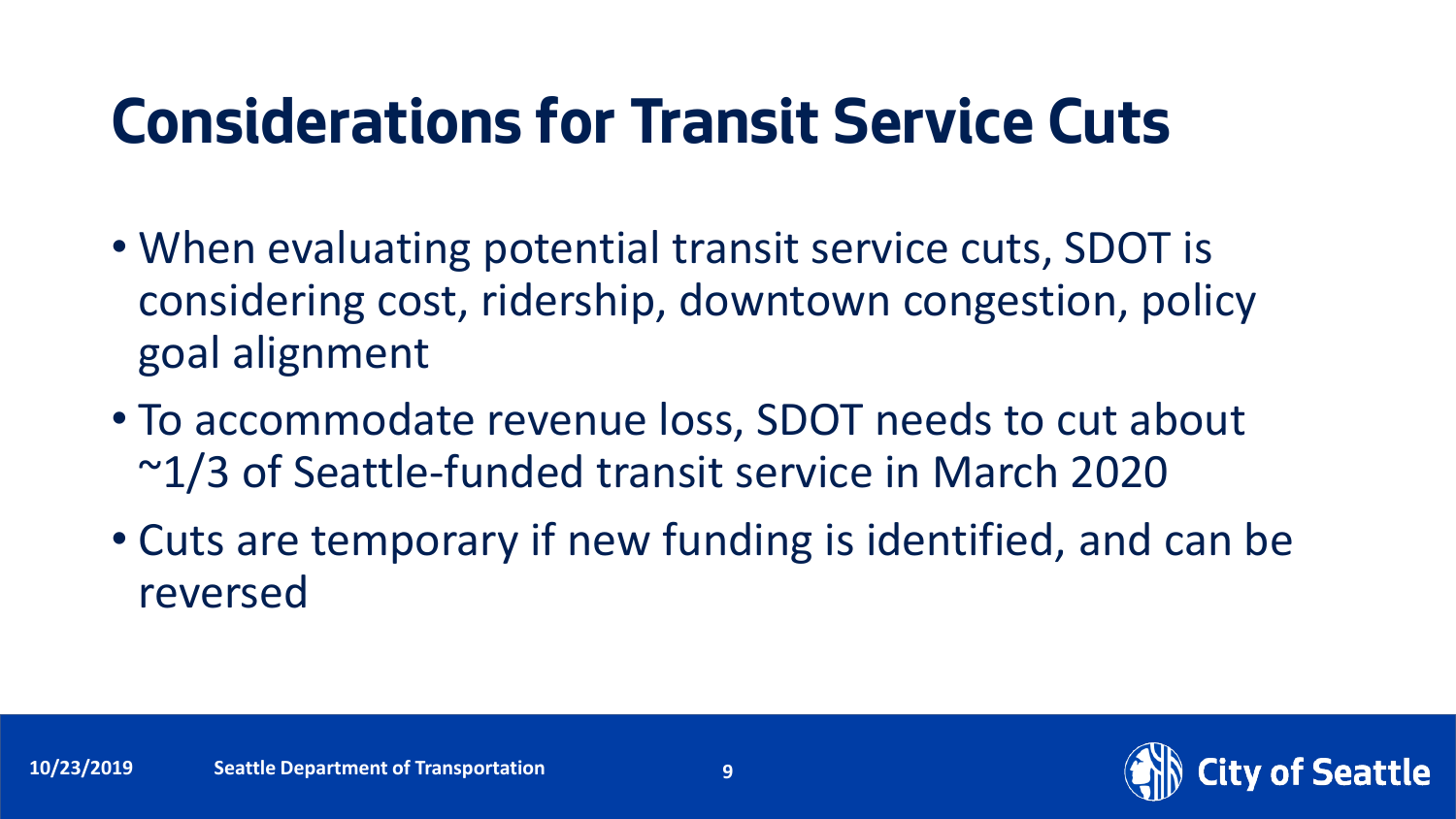# Considerations for Transit Service Cuts

- When evaluating potential transit service cuts, SDOT is considering cost, ridership, downtown congestion, policy goal alignment
- To accommodate revenue loss, SDOT needs to cut about ~1/3 of Seattle-funded transit service in March 2020
- Cuts are temporary if new funding is identified, and can be reversed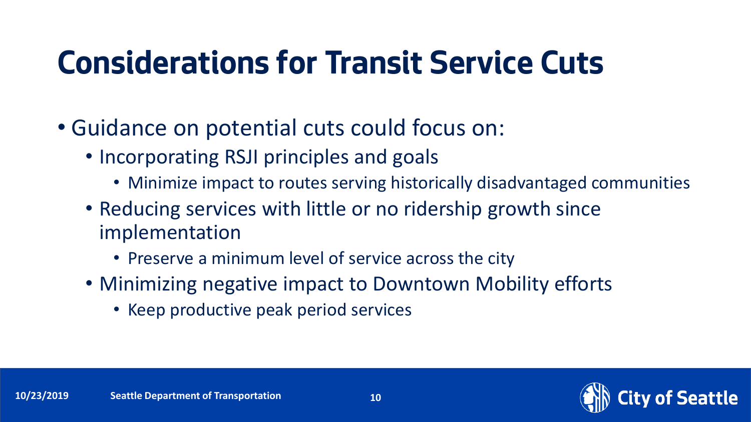# Considerations for Transit Service Cuts

- Guidance on potential cuts could focus on:
  - Incorporating RSJI principles and goals
    - Minimize impact to routes serving historically disadvantaged communities
  - Reducing services with little or no ridership growth since implementation
    - Preserve a minimum level of service across the city
  - Minimizing negative impact to Downtown Mobility efforts
    - Keep productive peak period services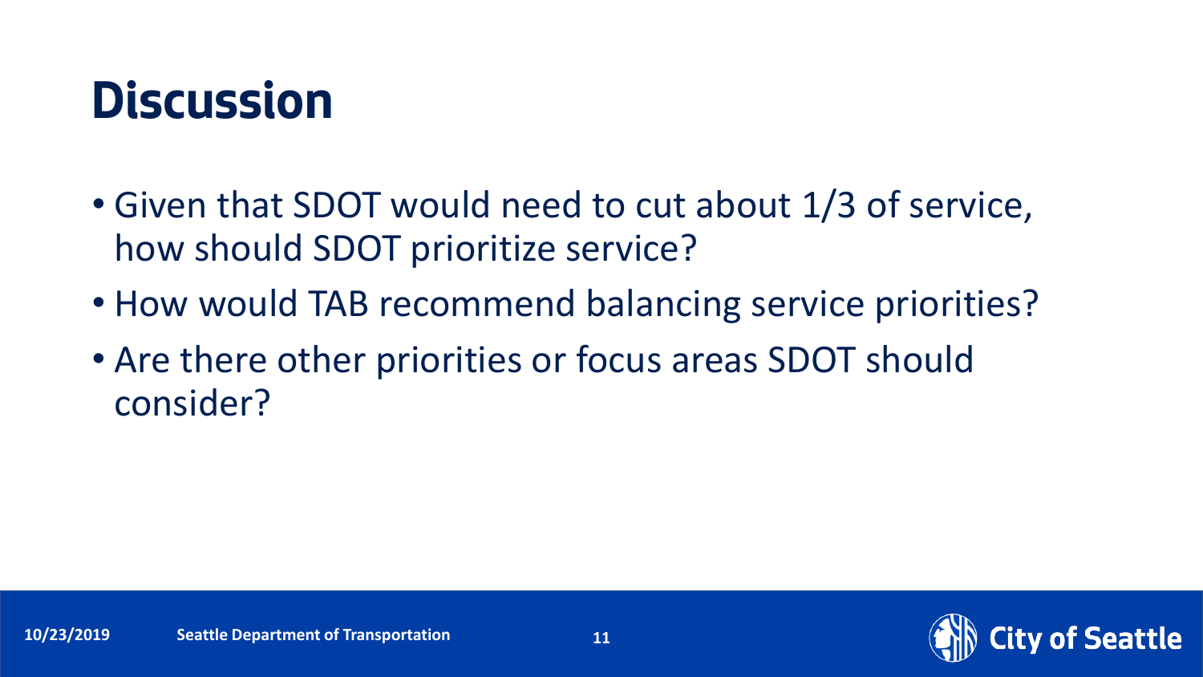# Discussion

- Given that SDOT would need to cut about 1/3 of service, how should SDOT prioritize service?
- How would TAB recommend balancing service priorities?
- Are there other priorities or focus areas SDOT should consider?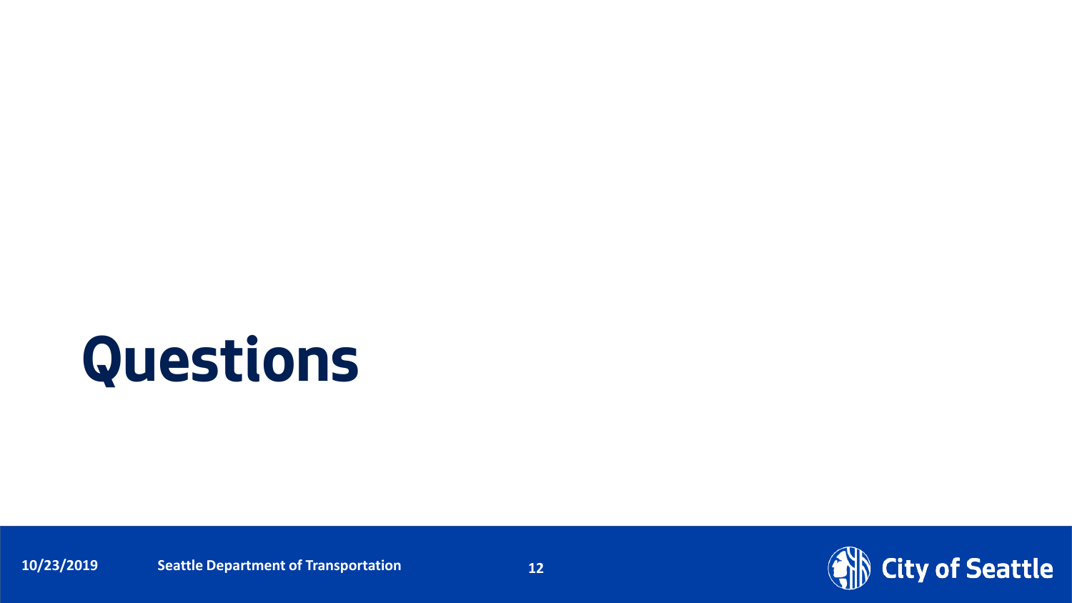# Questions